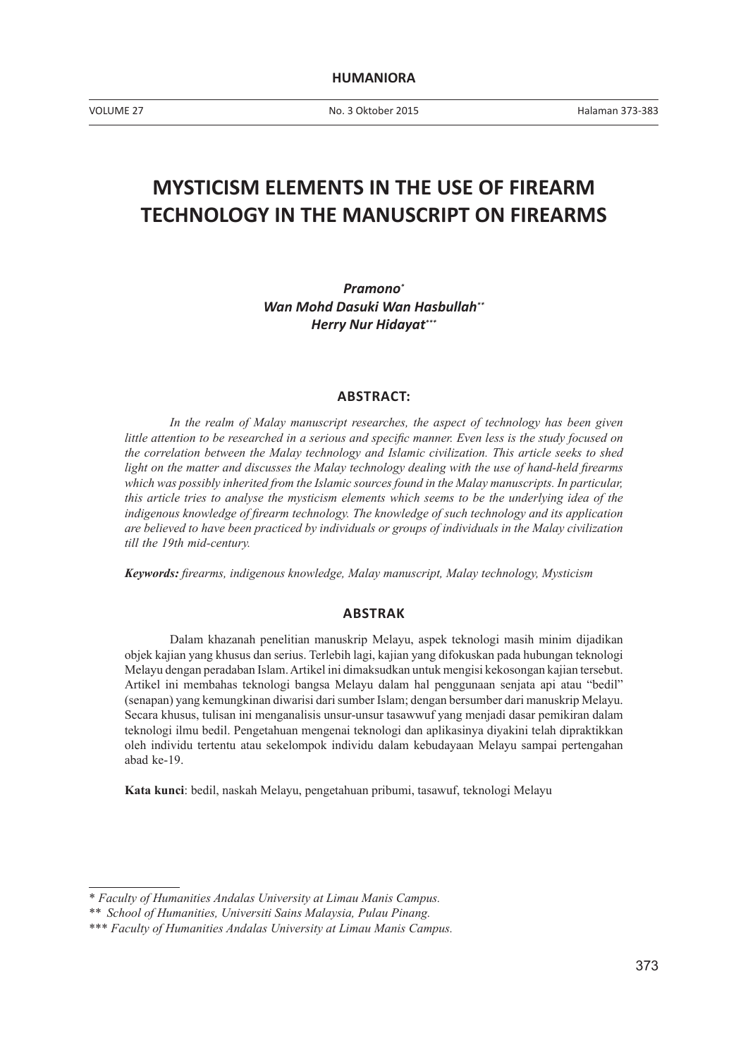# MYSTICISM ELEMENTS IN THE USE OF FIREARM TECHNOLOGY IN THE MANUSCRIPT ON FIREARMS

***Pramono*** [*]
***Wan Mohd Dasuki Wan Hasbullah*** [**]
***Herry Nur Hidayat*** [***]

## ABSTRACT:

*In the realm of Malay manuscript researches, the aspect of technology has been given little attention to be researched in a serious and specific manner. Even less is the study focused on the correlation between the Malay technology and Islamic civilization. This article seeks to shed light on the matter and discusses the Malay technology dealing with the use of hand-held firearms which was possibly inherited from the Islamic sources found in the Malay manuscripts. In particular, this article tries to analyse the mysticism elements which seems to be the underlying idea of the indigenous knowledge of firearm technology. The knowledge of such technology and its application are believed to have been practiced by individuals or groups of individuals in the Malay civilization till the 19th mid-century.*

***Keywords:*** *firearms, indigenous knowledge, Malay manuscript, Malay technology, Mysticism*

## ABSTRAK

Dalam khazanah penelitian manuskrip Melayu, aspek teknologi masih minim dijadikan objek kajian yang khusus dan serius. Terlebih lagi, kajian yang difokuskan pada hubungan teknologi Melayu dengan peradaban Islam. Artikel ini dimaksudkan untuk mengisi kekosongan kajian tersebut. Artikel ini membahas teknologi bangsa Melayu dalam hal penggunaan senjata api atau "bedil" (senapan) yang kemungkinan diwarisi dari sumber Islam; dengan bersumber dari manuskrip Melayu. Secara khusus, tulisan ini menganalisis unsur-unsur tasawwuf yang menjadi dasar pemikiran dalam teknologi ilmu bedil. Pengetahuan mengenai teknologi dan aplikasinya diyakini telah dipraktikkan oleh individu tertentu atau sekelompok individu dalam kebudayaan Melayu sampai pertengahan abad ke-19.

**Kata kunci**: bedil, naskah Melayu, pengetahuan pribumi, tasawuf, teknologi Melayu

---

\* *Faculty of Humanities Andalas University at Limau Manis Campus.*

\*\* *School of Humanities, Universiti Sains Malaysia, Pulau Pinang.*

\*\*\* *Faculty of Humanities Andalas University at Limau Manis Campus.*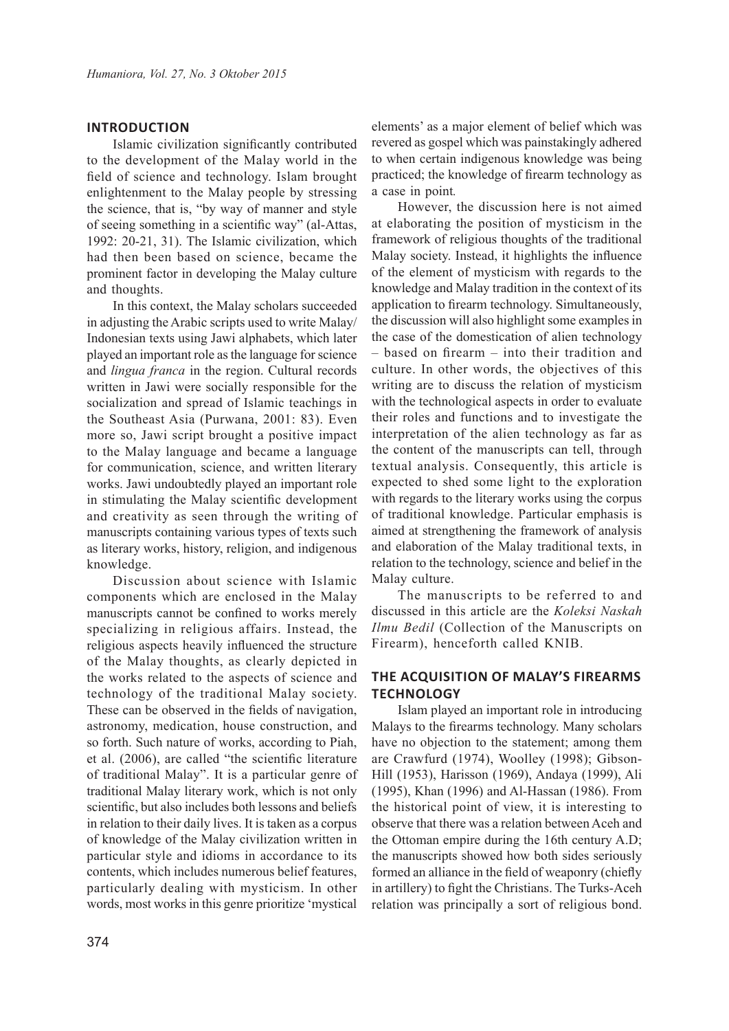## INTRODUCTION

Islamic civilization significantly contributed to the development of the Malay world in the field of science and technology. Islam brought enlightenment to the Malay people by stressing the science, that is, "by way of manner and style of seeing something in a scientific way" (al-Attas, 1992: 20-21, 31). The Islamic civilization, which had then been based on science, became the prominent factor in developing the Malay culture and thoughts.

In this context, the Malay scholars succeeded in adjusting the Arabic scripts used to write Malay/Indonesian texts using Jawi alphabets, which later played an important role as the language for science and *lingua franca* in the region. Cultural records written in Jawi were socially responsible for the socialization and spread of Islamic teachings in the Southeast Asia (Purwana, 2001: 83). Even more so, Jawi script brought a positive impact to the Malay language and became a language for communication, science, and written literary works. Jawi undoubtedly played an important role in stimulating the Malay scientific development and creativity as seen through the writing of manuscripts containing various types of texts such as literary works, history, religion, and indigenous knowledge.

Discussion about science with Islamic components which are enclosed in the Malay manuscripts cannot be confined to works merely specializing in religious affairs. Instead, the religious aspects heavily influenced the structure of the Malay thoughts, as clearly depicted in the works related to the aspects of science and technology of the traditional Malay society. These can be observed in the fields of navigation, astronomy, medication, house construction, and so forth. Such nature of works, according to Piah, et al. (2006), are called "the scientific literature of traditional Malay". It is a particular genre of traditional Malay literary work, which is not only scientific, but also includes both lessons and beliefs in relation to their daily lives. It is taken as a corpus of knowledge of the Malay civilization written in particular style and idioms in accordance to its contents, which includes numerous belief features, particularly dealing with mysticism. In other words, most works in this genre prioritize 'mystical elements' as a major element of belief which was revered as gospel which was painstakingly adhered to when certain indigenous knowledge was being practiced; the knowledge of firearm technology as a case in point.

However, the discussion here is not aimed at elaborating the position of mysticism in the framework of religious thoughts of the traditional Malay society. Instead, it highlights the influence of the element of mysticism with regards to the knowledge and Malay tradition in the context of its application to firearm technology. Simultaneously, the discussion will also highlight some examples in the case of the domestication of alien technology – based on firearm – into their tradition and culture. In other words, the objectives of this writing are to discuss the relation of mysticism with the technological aspects in order to evaluate their roles and functions and to investigate the interpretation of the alien technology as far as the content of the manuscripts can tell, through textual analysis. Consequently, this article is expected to shed some light to the exploration with regards to the literary works using the corpus of traditional knowledge. Particular emphasis is aimed at strengthening the framework of analysis and elaboration of the Malay traditional texts, in relation to the technology, science and belief in the Malay culture.

The manuscripts to be referred to and discussed in this article are the *Koleksi Naskah Ilmu Bedil* (Collection of the Manuscripts on Firearm), henceforth called KNIB.

## THE ACQUISITION OF MALAY'S FIREARMS TECHNOLOGY

Islam played an important role in introducing Malays to the firearms technology. Many scholars have no objection to the statement; among them are Crawfurd (1974), Woolley (1998); Gibson-Hill (1953), Harisson (1969), Andaya (1999), Ali (1995), Khan (1996) and Al-Hassan (1986). From the historical point of view, it is interesting to observe that there was a relation between Aceh and the Ottoman empire during the 16th century A.D; the manuscripts showed how both sides seriously formed an alliance in the field of weaponry (chiefly in artillery) to fight the Christians. The Turks-Aceh relation was principally a sort of religious bond.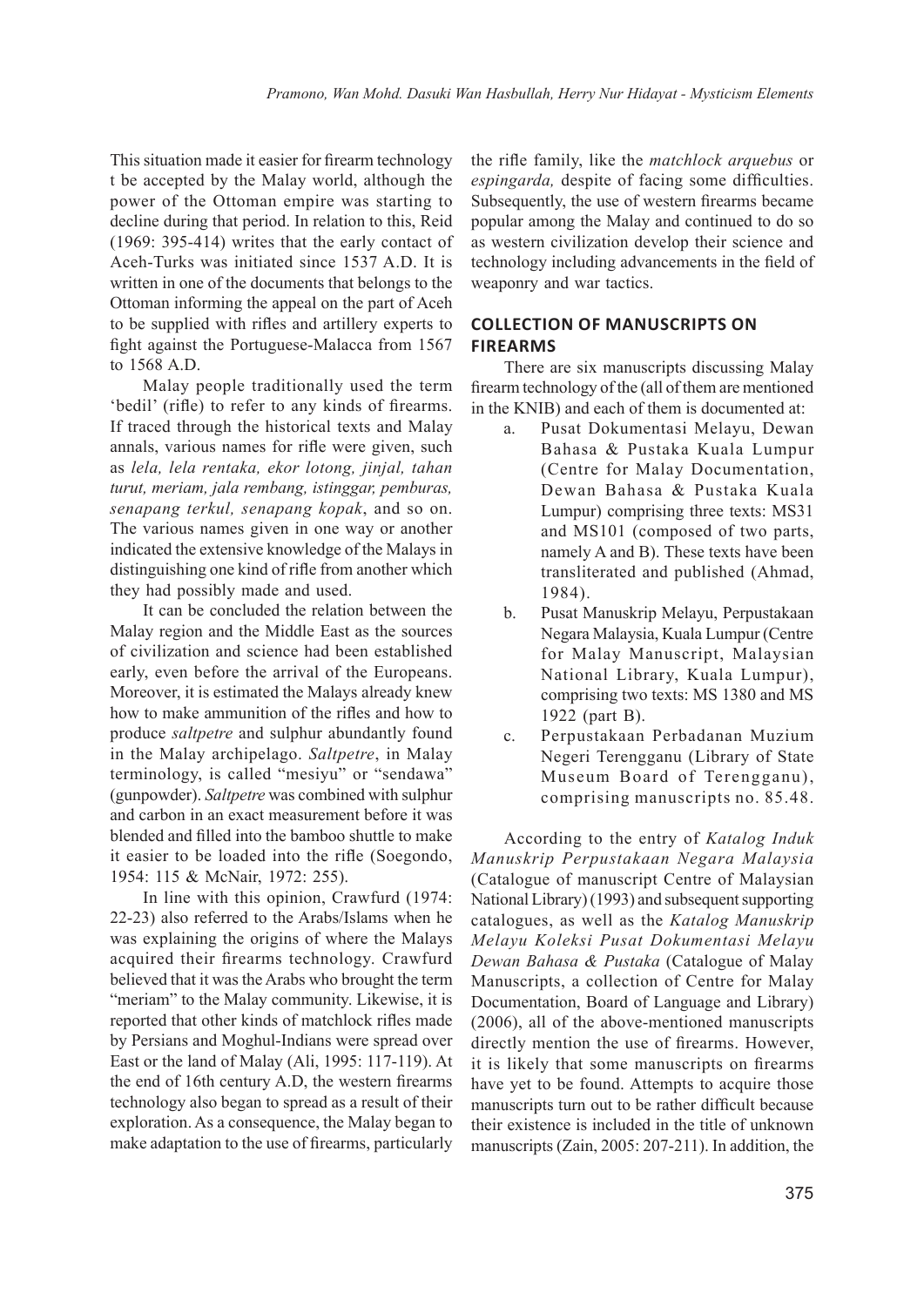This situation made it easier for firearm technology t be accepted by the Malay world, although the power of the Ottoman empire was starting to decline during that period. In relation to this, Reid (1969: 395-414) writes that the early contact of Aceh-Turks was initiated since 1537 A.D. It is written in one of the documents that belongs to the Ottoman informing the appeal on the part of Aceh to be supplied with rifles and artillery experts to fight against the Portuguese-Malacca from 1567 to 1568 A.D.

Malay people traditionally used the term 'bedil' (rifle) to refer to any kinds of firearms. If traced through the historical texts and Malay annals, various names for rifle were given, such as *lela, lela rentaka, ekor lotong, jinjal, tahan turut, meriam, jala rembang, istinggar, pemburas, senapang terkul, senapang kopak*, and so on. The various names given in one way or another indicated the extensive knowledge of the Malays in distinguishing one kind of rifle from another which they had possibly made and used.

It can be concluded the relation between the Malay region and the Middle East as the sources of civilization and science had been established early, even before the arrival of the Europeans. Moreover, it is estimated the Malays already knew how to make ammunition of the rifles and how to produce *saltpetre* and sulphur abundantly found in the Malay archipelago. *Saltpetre*, in Malay terminology, is called "mesiyu" or "sendawa" (gunpowder). *Saltpetre* was combined with sulphur and carbon in an exact measurement before it was blended and filled into the bamboo shuttle to make it easier to be loaded into the rifle (Soegondo, 1954: 115 & McNair, 1972: 255).

In line with this opinion, Crawfurd (1974: 22-23) also referred to the Arabs/Islams when he was explaining the origins of where the Malays acquired their firearms technology. Crawfurd believed that it was the Arabs who brought the term "meriam" to the Malay community. Likewise, it is reported that other kinds of matchlock rifles made by Persians and Moghul-Indians were spread over East or the land of Malay (Ali, 1995: 117-119). At the end of 16th century A.D, the western firearms technology also began to spread as a result of their exploration. As a consequence, the Malay began to make adaptation to the use of firearms, particularly the rifle family, like the *matchlock arquebus* or *espingarda,* despite of facing some difficulties. Subsequently, the use of western firearms became popular among the Malay and continued to do so as western civilization develop their science and technology including advancements in the field of weaponry and war tactics.

## COLLECTION OF MANUSCRIPTS ON FIREARMS

There are six manuscripts discussing Malay firearm technology of the (all of them are mentioned in the KNIB) and each of them is documented at:

a. Pusat Dokumentasi Melayu, Dewan Bahasa & Pustaka Kuala Lumpur (Centre for Malay Documentation, Dewan Bahasa & Pustaka Kuala Lumpur) comprising three texts: MS31 and MS101 (composed of two parts, namely A and B). These texts have been transliterated and published (Ahmad, 1984).
b. Pusat Manuskrip Melayu, Perpustakaan Negara Malaysia, Kuala Lumpur (Centre for Malay Manuscript, Malaysian National Library, Kuala Lumpur), comprising two texts: MS 1380 and MS 1922 (part B).
c. Perpustakaan Perbadanan Muzium Negeri Terengganu (Library of State Museum Board of Terengganu), comprising manuscripts no. 85.48.

According to the entry of *Katalog Induk Manuskrip Perpustakaan Negara Malaysia* (Catalogue of manuscript Centre of Malaysian National Library) (1993) and subsequent supporting catalogues, as well as the *Katalog Manuskrip Melayu Koleksi Pusat Dokumentasi Melayu Dewan Bahasa & Pustaka* (Catalogue of Malay Manuscripts, a collection of Centre for Malay Documentation, Board of Language and Library) (2006), all of the above-mentioned manuscripts directly mention the use of firearms. However, it is likely that some manuscripts on firearms have yet to be found. Attempts to acquire those manuscripts turn out to be rather difficult because their existence is included in the title of unknown manuscripts (Zain, 2005: 207-211). In addition, the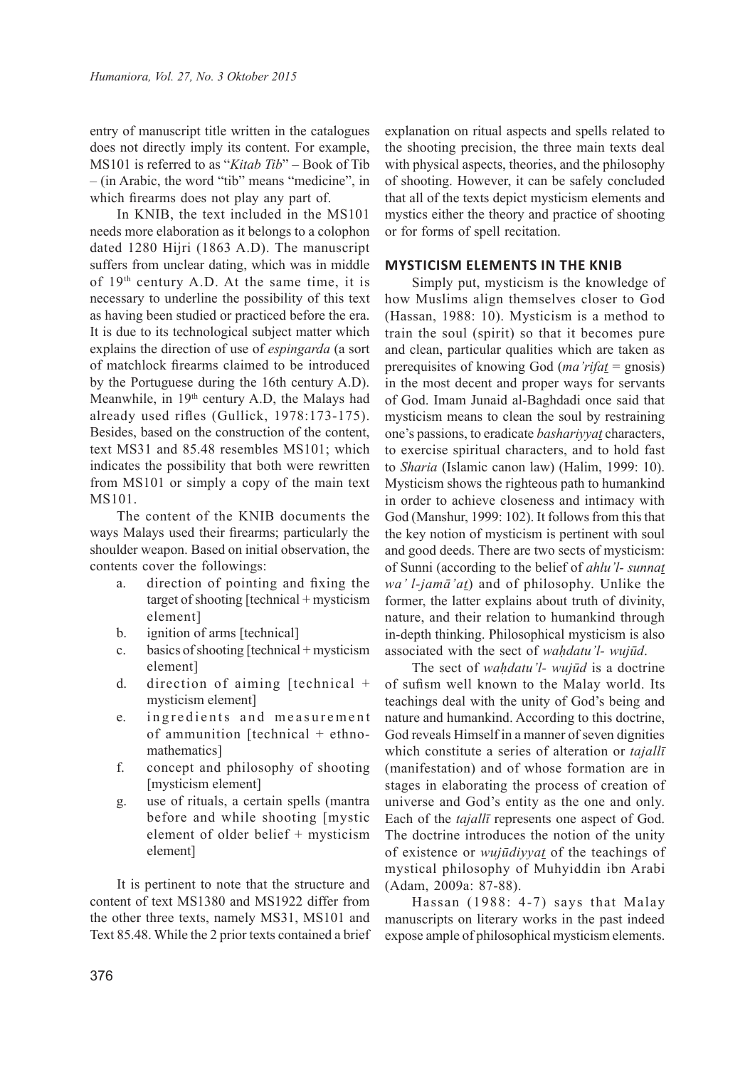entry of manuscript title written in the catalogues does not directly imply its content. For example, MS101 is referred to as "*Kitab Tib*" – Book of Tib – (in Arabic, the word "tib" means "medicine", in which firearms does not play any part of.

In KNIB, the text included in the MS101 needs more elaboration as it belongs to a colophon dated 1280 Hijri (1863 A.D). The manuscript suffers from unclear dating, which was in middle of 19th century A.D. At the same time, it is necessary to underline the possibility of this text as having been studied or practiced before the era. It is due to its technological subject matter which explains the direction of use of *espingarda* (a sort of matchlock firearms claimed to be introduced by the Portuguese during the 16th century A.D). Meanwhile, in 19th century A.D, the Malays had already used rifles (Gullick, 1978:173-175). Besides, based on the construction of the content, text MS31 and 85.48 resembles MS101; which indicates the possibility that both were rewritten from MS101 or simply a copy of the main text MS101.

The content of the KNIB documents the ways Malays used their firearms; particularly the shoulder weapon. Based on initial observation, the contents cover the followings:

a. direction of pointing and fixing the target of shooting [technical + mysticism element]
b. ignition of arms [technical]
c. basics of shooting [technical + mysticism element]
d. direction of aiming [technical + mysticism element]
e. ingredients and measurement of ammunition [technical + ethno-mathematics]
f. concept and philosophy of shooting [mysticism element]
g. use of rituals, a certain spells (mantra before and while shooting [mystic element of older belief + mysticism element]

It is pertinent to note that the structure and content of text MS1380 and MS1922 differ from the other three texts, namely MS31, MS101 and Text 85.48. While the 2 prior texts contained a brief explanation on ritual aspects and spells related to the shooting precision, the three main texts deal with physical aspects, theories, and the philosophy of shooting. However, it can be safely concluded that all of the texts depict mysticism elements and mystics either the theory and practice of shooting or for forms of spell recitation.

## MYSTICISM ELEMENTS IN THE KNIB

Simply put, mysticism is the knowledge of how Muslims align themselves closer to God (Hassan, 1988: 10). Mysticism is a method to train the soul (spirit) so that it becomes pure and clean, particular qualities which are taken as prerequisites of knowing God (*ma'rifaṯ* = gnosis) in the most decent and proper ways for servants of God. Imam Junaid al-Baghdadi once said that mysticism means to clean the soul by restraining one's passions, to eradicate *bashariyyaṯ* characters, to exercise spiritual characters, and to hold fast to *Sharia* (Islamic canon law) (Halim, 1999: 10). Mysticism shows the righteous path to humankind in order to achieve closeness and intimacy with God (Manshur, 1999: 102). It follows from this that the key notion of mysticism is pertinent with soul and good deeds. There are two sects of mysticism: of Sunni (according to the belief of *ahlu'l- sunnaṯ wa' l-jamā'aṯ*) and of philosophy. Unlike the former, the latter explains about truth of divinity, nature, and their relation to humankind through in-depth thinking. Philosophical mysticism is also associated with the sect of *waḥdatu'l- wujūd*.

The sect of *waḥdatu'l- wujūd* is a doctrine of sufism well known to the Malay world. Its teachings deal with the unity of God's being and nature and humankind. According to this doctrine, God reveals Himself in a manner of seven dignities which constitute a series of alteration or *tajallī* (manifestation) and of whose formation are in stages in elaborating the process of creation of universe and God's entity as the one and only. Each of the *tajallī* represents one aspect of God. The doctrine introduces the notion of the unity of existence or *wujūdiyyaṯ* of the teachings of mystical philosophy of Muhyiddin ibn Arabi (Adam, 2009a: 87-88).

Hassan (1988: 4-7) says that Malay manuscripts on literary works in the past indeed expose ample of philosophical mysticism elements.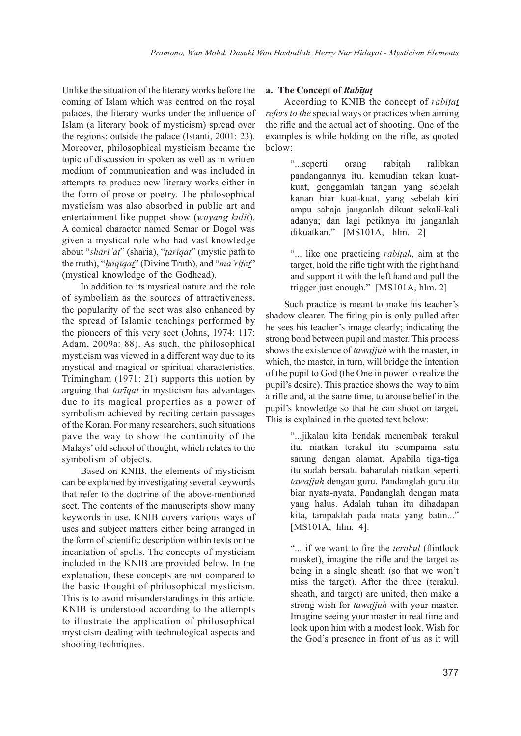Unlike the situation of the literary works before the coming of Islam which was centred on the royal palaces, the literary works under the influence of Islam (a literary book of mysticism) spread over the regions: outside the palace (Istanti, 2001: 23). Moreover, philosophical mysticism became the topic of discussion in spoken as well as in written medium of communication and was included in attempts to produce new literary works either in the form of prose or poetry. The philosophical mysticism was also absorbed in public art and entertainment like puppet show (*wayang kulit*). A comical character named Semar or Dogol was given a mystical role who had vast knowledge about "*sharī'aṯ*" (sharia), "*ṭarīqaṯ*" (mystic path to the truth), "*ḥaqīqaṯ*" (Divine Truth), and "*ma'rifaṯ*" (mystical knowledge of the Godhead).

In addition to its mystical nature and the role of symbolism as the sources of attractiveness, the popularity of the sect was also enhanced by the spread of Islamic teachings performed by the pioneers of this very sect (Johns, 1974: 117; Adam, 2009a: 88). As such, the philosophical mysticism was viewed in a different way due to its mystical and magical or spiritual characteristics. Trimingham (1971: 21) supports this notion by arguing that *ṭarīqaṯ* in mysticism has advantages due to its magical properties as a power of symbolism achieved by reciting certain passages of the Koran. For many researchers, such situations pave the way to show the continuity of the Malays' old school of thought, which relates to the symbolism of objects.

Based on KNIB, the elements of mysticism can be explained by investigating several keywords that refer to the doctrine of the above-mentioned sect. The contents of the manuscripts show many keywords in use. KNIB covers various ways of uses and subject matters either being arranged in the form of scientific description within texts or the incantation of spells. The concepts of mysticism included in the KNIB are provided below. In the explanation, these concepts are not compared to the basic thought of philosophical mysticism. This is to avoid misunderstandings in this article. KNIB is understood according to the attempts to illustrate the application of philosophical mysticism dealing with technological aspects and shooting techniques.

### a. The Concept of *Rabīṭaṯ*

According to KNIB the concept of *rabīṭaṯ refers to the* special ways or practices when aiming the rifle and the actual act of shooting. One of the examples is while holding on the rifle, as quoted below:

> "...seperti orang rabiṭah ralibkan pandangannya itu, kemudian tekan kuat-kuat, genggamlah tangan yang sebelah kanan biar kuat-kuat, yang sebelah kiri ampu sahaja janganlah dikuat sekali-kali adanya; dan lagi petiknya itu janganlah dikuatkan." [MS101A, hlm. 2]

> "... like one practicing *rabiṭah,* aim at the target, hold the rifle tight with the right hand and support it with the left hand and pull the trigger just enough." [MS101A, hlm. 2]

Such practice is meant to make his teacher's shadow clearer. The firing pin is only pulled after he sees his teacher's image clearly; indicating the strong bond between pupil and master. This process shows the existence of *tawajjuh* with the master, in which, the master, in turn, will bridge the intention of the pupil to God (the One in power to realize the pupil's desire). This practice shows the way to aim a rifle and, at the same time, to arouse belief in the pupil's knowledge so that he can shoot on target. This is explained in the quoted text below:

> "...jikalau kita hendak menembak terakul itu, niatkan terakul itu seumpama satu sarung dengan alamat. Apabila tiga-tiga itu sudah bersatu baharulah niatkan seperti *tawajjuh* dengan guru. Pandanglah guru itu biar nyata-nyata. Pandanglah dengan mata yang halus. Adalah tuhan itu dihadapan kita, tampaklah pada mata yang batin..." [MS101A, hlm. 4].

> "... if we want to fire the *terakul* (flintlock musket), imagine the rifle and the target as being in a single sheath (so that we won't miss the target). After the three (terakul, sheath, and target) are united, then make a strong wish for *tawajjuh* with your master. Imagine seeing your master in real time and look upon him with a modest look. Wish for the God's presence in front of us as it will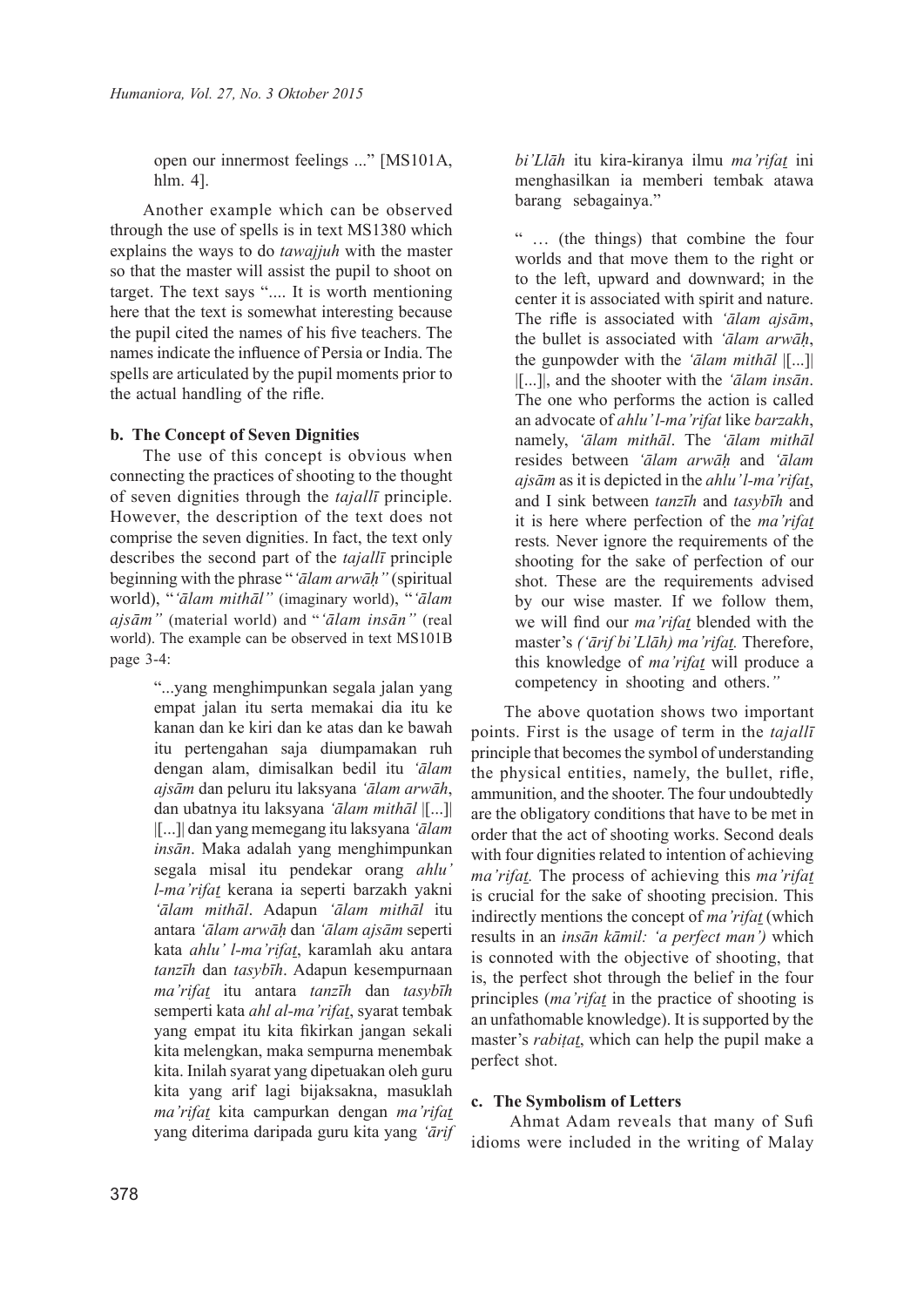open our innermost feelings ..." [MS101A, hlm. 4].

Another example which can be observed through the use of spells is in text MS1380 which explains the ways to do *tawajjuh* with the master so that the master will assist the pupil to shoot on target. The text says ".... It is worth mentioning here that the text is somewhat interesting because the pupil cited the names of his five teachers. The names indicate the influence of Persia or India. The spells are articulated by the pupil moments prior to the actual handling of the rifle.

### b. The Concept of Seven Dignities

The use of this concept is obvious when connecting the practices of shooting to the thought of seven dignities through the *tajallī* principle. However, the description of the text does not comprise the seven dignities. In fact, the text only describes the second part of the *tajallī* principle beginning with the phrase "*'ālam arwāḥ"* (spiritual world), "*'ālam mithāl"* (imaginary world), "*'ālam ajsām"* (material world) and "*'ālam insān"* (real world). The example can be observed in text MS101B page 3-4:

> "...yang menghimpunkan segala jalan yang empat jalan itu serta memakai dia itu ke kanan dan ke kiri dan ke atas dan ke bawah itu pertengahan saja diumpamakan ruh dengan alam, dimisalkan bedil itu *'ālam ajsām* dan peluru itu laksyana *'ālam arwāh*, dan ubatnya itu laksyana *'ālam mithāl* |[...]| |[...]| dan yang memegang itu laksyana *'ālam insān*. Maka adalah yang menghimpunkan segala misal itu pendekar orang *ahlu' l-ma'rifaṯ* kerana ia seperti barzakh yakni *'ālam mithāl*. Adapun *'ālam mithāl* itu antara *'ālam arwāḥ* dan *'ālam ajsām* seperti kata *ahlu' l-ma'rifaṯ*, karamlah aku antara *tanzīh* dan *tasybīh*. Adapun kesempurnaan *ma'rifaṯ* itu antara *tanzīh* dan *tasybīh* semperti kata *ahl al-ma'rifaṯ*, syarat tembak yang empat itu kita fikirkan jangan sekali kita melengkan, maka sempurna menembak kita. Inilah syarat yang dipetuakan oleh guru kita yang arif lagi bijaksakna, masuklah *ma'rifaṯ* kita campurkan dengan *ma'rifaṯ* yang diterima daripada guru kita yang *'ārif bi'Llāh* itu kira-kiranya ilmu *ma'rifaṯ* ini menghasilkan ia memberi tembak atawa barang sebagainya."

> " … (the things) that combine the four worlds and that move them to the right or to the left, upward and downward; in the center it is associated with spirit and nature. The rifle is associated with *'ālam ajsām*, the bullet is associated with *'ālam arwāḥ*, the gunpowder with the *'ālam mithāl* |[...]| |[...]|, and the shooter with the *'ālam insān*. The one who performs the action is called an advocate of *ahlu' l-ma'rifat* like *barzakh*, namely, *'ālam mithāl*. The *'ālam mithāl* resides between *'ālam arwāḥ* and *'ālam ajsām* as it is depicted in the *ahlu' l-ma'rifaṯ*, and I sink between *tanzīh* and *tasybīh* and it is here where perfection of the *ma'rifaṯ* rests. Never ignore the requirements of the shooting for the sake of perfection of our shot. These are the requirements advised by our wise master. If we follow them, we will find our *ma'rifaṯ* blended with the master's *('ārif bi'Llāh) ma'rifaṯ*. Therefore, this knowledge of *ma'rifaṯ* will produce a competency in shooting and others."

The above quotation shows two important points. First is the usage of term in the *tajallī* principle that becomes the symbol of understanding the physical entities, namely, the bullet, rifle, ammunition, and the shooter. The four undoubtedly are the obligatory conditions that have to be met in order that the act of shooting works. Second deals with four dignities related to intention of achieving *ma'rifaṯ.* The process of achieving this *ma'rifaṯ* is crucial for the sake of shooting precision. This indirectly mentions the concept of *ma'rifaṯ* (which results in an *insān kāmil: 'a perfect man')* which is connoted with the objective of shooting, that is, the perfect shot through the belief in the four principles (*ma'rifaṯ* in the practice of shooting is an unfathomable knowledge). It is supported by the master's *rabiṭaṯ*, which can help the pupil make a perfect shot.

### c. The Symbolism of Letters

Ahmat Adam reveals that many of Sufi idioms were included in the writing of Malay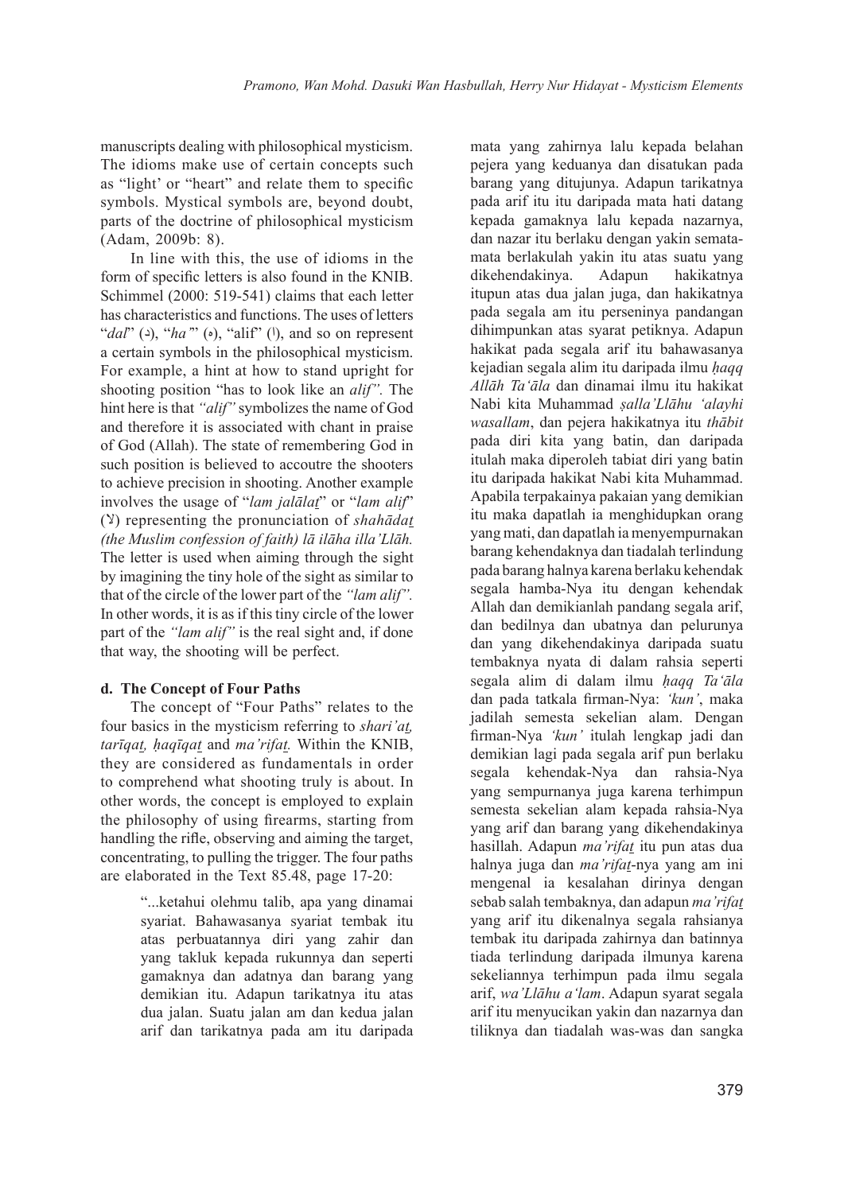manuscripts dealing with philosophical mysticism. The idioms make use of certain concepts such as "light" or "heart" and relate them to specific symbols. Mystical symbols are, beyond doubt, parts of the doctrine of philosophical mysticism (Adam, 2009b: 8).

In line with this, the use of idioms in the form of specific letters is also found in the KNIB. Schimmel (2000: 519-541) claims that each letter has characteristics and functions. The uses of letters "*dal*" (د), "*ha"*" (ه), "alif" (ا), and so on represent a certain symbols in the philosophical mysticism. For example, a hint at how to stand upright for shooting position "has to look like an *alif".* The hint here is that *"alif"* symbolizes the name of God and therefore it is associated with chant in praise of God (Allah). The state of remembering God in such position is believed to accoutre the shooters to achieve precision in shooting. Another example involves the usage of "*lam jalālaṯ*" or "*lam alif*" (لا) representing the pronunciation of *shahādaṯ (the Muslim confession of faith) lā ilāha illa'Llāh.* The letter is used when aiming through the sight by imagining the tiny hole of the sight as similar to that of the circle of the lower part of the *"lam alif".* In other words, it is as if this tiny circle of the lower part of the *"lam alif"* is the real sight and, if done that way, the shooting will be perfect.

#### d. The Concept of Four Paths

The concept of "Four Paths" relates to the four basics in the mysticism referring to *shari'aṯ, tarīqaṯ, ḥaqīqaṯ* and *ma'rifaṯ.* Within the KNIB, they are considered as fundamentals in order to comprehend what shooting truly is about. In other words, the concept is employed to explain the philosophy of using firearms, starting from handling the rifle, observing and aiming the target, concentrating, to pulling the trigger. The four paths are elaborated in the Text 85.48, page 17-20:

> "...ketahui olehmu talib, apa yang dinamai syariat. Bahawasanya syariat tembak itu atas perbuatannya diri yang zahir dan yang takluk kepada rukunnya dan seperti gamaknya dan adatnya dan barang yang demikian itu. Adapun tarikatnya itu atas dua jalan. Suatu jalan am dan kedua jalan arif dan tarikatnya pada am itu daripada mata yang zahirnya lalu kepada belahan pejera yang keduanya dan disatukan pada barang yang ditujunya. Adapun tarikatnya pada arif itu itu daripada mata hati datang kepada gamaknya lalu kepada nazarnya, dan nazar itu berlaku dengan yakin semata-mata berlakulah yakin itu atas suatu yang dikehendakinya. Adapun hakikatnya itupun atas dua jalan juga, dan hakikatnya pada segala am itu perseninya pandangan dihimpunkan atas syarat petiknya. Adapun hakikat pada segala arif itu bahawasanya kejadian segala alim itu daripada ilmu *ḥaqq Allāh Ta'āla* dan dinamai ilmu itu hakikat Nabi kita Muhammad *ṣalla'Llāhu 'alayhi wasallam*, dan pejera hakikatnya itu *thābit* pada diri kita yang batin, dan daripada itulah maka diperoleh tabiat diri yang batin itu daripada hakikat Nabi kita Muhammad. Apabila terpakainya pakaian yang demikian itu maka dapatlah ia menghidupkan orang yang mati, dan dapatlah ia menyempurnakan barang kehendaknya dan tiadalah terlindung pada barang halnya karena berlaku kehendak segala hamba-Nya itu dengan kehendak Allah dan demikianlah pandang segala arif, dan bedilnya dan ubatnya dan pelurunya dan yang dikehendakinya daripada suatu tembaknya nyata di dalam rahsia seperti segala alim di dalam ilmu *ḥaqq Ta'āla* dan pada tatkala firman-Nya: *'kun'*, maka jadilah semesta sekelian alam. Dengan firman-Nya *'kun'* itulah lengkap jadi dan demikian lagi pada segala arif pun berlaku segala kehendak-Nya dan rahsia-Nya yang sempurnanya juga karena terhimpun semesta sekelian alam kepada rahsia-Nya yang arif dan barang yang dikehendakinya hasillah. Adapun *ma'rifaṯ* itu pun atas dua halnya juga dan *ma'rifaṯ*-nya yang am ini mengenal ia kesalahan dirinya dengan sebab salah tembaknya, dan adapun *ma'rifaṯ* yang arif itu dikenalnya segala rahsianya tembak itu daripada zahirnya dan batinnya tiada terlindung daripada ilmunya karena sekeliannya terhimpun pada ilmu segala arif, *wa'Llāhu a'lam*. Adapun syarat segala arif itu menyucikan yakin dan nazarnya dan tiliknya dan tiadalah was-was dan sangka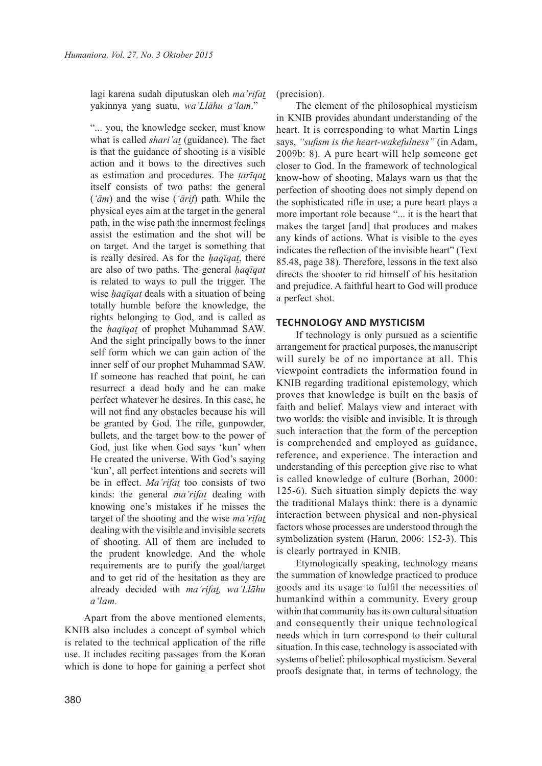> lagi karena sudah diputuskan oleh *ma'rifat* yakinnya yang suatu, *wa'Llāhu a'lam*."
>
> "... you, the knowledge seeker, must know what is called *shari'at* (guidance). The fact is that the guidance of shooting is a visible action and it bows to the directives such as estimation and procedures. The *ṭarīqat* itself consists of two paths: the general (*'ām*) and the wise (*'ārif*) path. While the physical eyes aim at the target in the general path, in the wise path the innermost feelings assist the estimation and the shot will be on target. And the target is something that is really desired. As for the *ḥaqīqat*, there are also of two paths. The general *ḥaqīqat* is related to ways to pull the trigger. The wise *ḥaqīqat* deals with a situation of being totally humble before the knowledge, the rights belonging to God, and is called as the *ḥaqīqat* of prophet Muhammad SAW. And the sight principally bows to the inner self form which we can gain action of the inner self of our prophet Muhammad SAW. If someone has reached that point, he can resurrect a dead body and he can make perfect whatever he desires. In this case, he will not find any obstacles because his will be granted by God. The rifle, gunpowder, bullets, and the target bow to the power of God, just like when God says 'kun' when He created the universe. With God's saying 'kun', all perfect intentions and secrets will be in effect. *Ma'rifat* too consists of two kinds: the general *ma'rifat* dealing with knowing one's mistakes if he misses the target of the shooting and the wise *ma'rifat* dealing with the visible and invisible secrets of shooting. All of them are included to the prudent knowledge. And the whole requirements are to purify the goal/target and to get rid of the hesitation as they are already decided with *ma'rifat, wa'Llāhu a'lam*.

Apart from the above mentioned elements, KNIB also includes a concept of symbol which is related to the technical application of the rifle use. It includes reciting passages from the Koran which is done to hope for gaining a perfect shot (precision).

The element of the philosophical mysticism in KNIB provides abundant understanding of the heart. It is corresponding to what Martin Lings says, *"sufism is the heart-wakefulness"* (in Adam, 2009b: 8). A pure heart will help someone get closer to God. In the framework of technological know-how of shooting, Malays warn us that the perfection of shooting does not simply depend on the sophisticated rifle in use; a pure heart plays a more important role because "... it is the heart that makes the target [and] that produces and makes any kinds of actions. What is visible to the eyes indicates the reflection of the invisible heart" (Text 85.48, page 38). Therefore, lessons in the text also directs the shooter to rid himself of his hesitation and prejudice. A faithful heart to God will produce a perfect shot.

## TECHNOLOGY AND MYSTICISM

If technology is only pursued as a scientific arrangement for practical purposes, the manuscript will surely be of no importance at all. This viewpoint contradicts the information found in KNIB regarding traditional epistemology, which proves that knowledge is built on the basis of faith and belief. Malays view and interact with two worlds: the visible and invisible. It is through such interaction that the form of the perception is comprehended and employed as guidance, reference, and experience. The interaction and understanding of this perception give rise to what is called knowledge of culture (Borhan, 2000: 125-6). Such situation simply depicts the way the traditional Malays think: there is a dynamic interaction between physical and non-physical factors whose processes are understood through the symbolization system (Harun, 2006: 152-3). This is clearly portrayed in KNIB.

Etymologically speaking, technology means the summation of knowledge practiced to produce goods and its usage to fulfil the necessities of humankind within a community. Every group within that community has its own cultural situation and consequently their unique technological needs which in turn correspond to their cultural situation. In this case, technology is associated with systems of belief: philosophical mysticism. Several proofs designate that, in terms of technology, the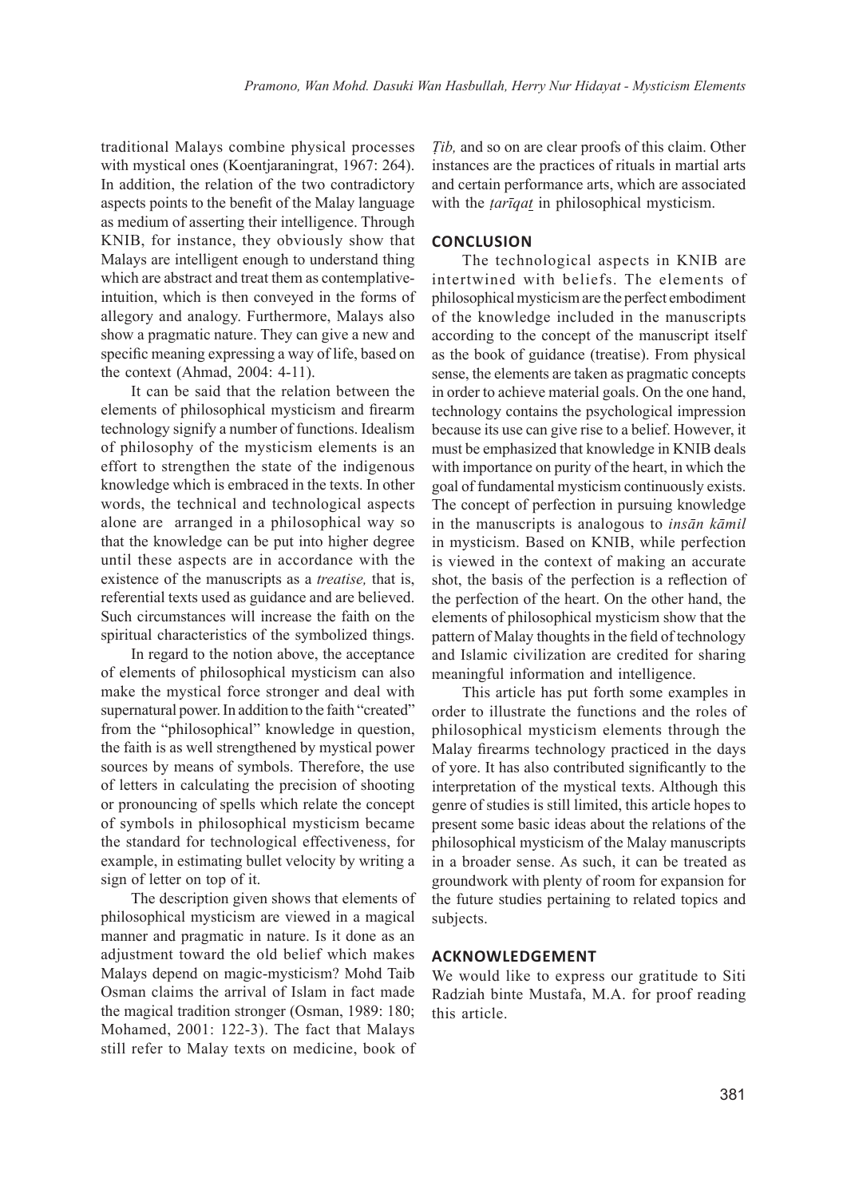traditional Malays combine physical processes with mystical ones (Koentjaraningrat, 1967: 264). In addition, the relation of the two contradictory aspects points to the benefit of the Malay language as medium of asserting their intelligence. Through KNIB, for instance, they obviously show that Malays are intelligent enough to understand thing which are abstract and treat them as contemplative-intuition, which is then conveyed in the forms of allegory and analogy. Furthermore, Malays also show a pragmatic nature. They can give a new and specific meaning expressing a way of life, based on the context (Ahmad, 2004: 4-11).

It can be said that the relation between the elements of philosophical mysticism and firearm technology signify a number of functions. Idealism of philosophy of the mysticism elements is an effort to strengthen the state of the indigenous knowledge which is embraced in the texts. In other words, the technical and technological aspects alone are arranged in a philosophical way so that the knowledge can be put into higher degree until these aspects are in accordance with the existence of the manuscripts as a *treatise,* that is, referential texts used as guidance and are believed. Such circumstances will increase the faith on the spiritual characteristics of the symbolized things.

In regard to the notion above, the acceptance of elements of philosophical mysticism can also make the mystical force stronger and deal with supernatural power. In addition to the faith "created" from the "philosophical" knowledge in question, the faith is as well strengthened by mystical power sources by means of symbols. Therefore, the use of letters in calculating the precision of shooting or pronouncing of spells which relate the concept of symbols in philosophical mysticism became the standard for technological effectiveness, for example, in estimating bullet velocity by writing a sign of letter on top of it.

The description given shows that elements of philosophical mysticism are viewed in a magical manner and pragmatic in nature. Is it done as an adjustment toward the old belief which makes Malays depend on magic-mysticism? Mohd Taib Osman claims the arrival of Islam in fact made the magical tradition stronger (Osman, 1989: 180; Mohamed, 2001: 122-3). The fact that Malays still refer to Malay texts on medicine, book of *Ṭib,* and so on are clear proofs of this claim. Other instances are the practices of rituals in martial arts and certain performance arts, which are associated with the *ṭarīqaṯ* in philosophical mysticism.

## CONCLUSION

The technological aspects in KNIB are intertwined with beliefs. The elements of philosophical mysticism are the perfect embodiment of the knowledge included in the manuscripts according to the concept of the manuscript itself as the book of guidance (treatise). From physical sense, the elements are taken as pragmatic concepts in order to achieve material goals. On the one hand, technology contains the psychological impression because its use can give rise to a belief. However, it must be emphasized that knowledge in KNIB deals with importance on purity of the heart, in which the goal of fundamental mysticism continuously exists. The concept of perfection in pursuing knowledge in the manuscripts is analogous to *insān kāmil* in mysticism. Based on KNIB, while perfection is viewed in the context of making an accurate shot, the basis of the perfection is a reflection of the perfection of the heart. On the other hand, the elements of philosophical mysticism show that the pattern of Malay thoughts in the field of technology and Islamic civilization are credited for sharing meaningful information and intelligence.

This article has put forth some examples in order to illustrate the functions and the roles of philosophical mysticism elements through the Malay firearms technology practiced in the days of yore. It has also contributed significantly to the interpretation of the mystical texts. Although this genre of studies is still limited, this article hopes to present some basic ideas about the relations of the philosophical mysticism of the Malay manuscripts in a broader sense. As such, it can be treated as groundwork with plenty of room for expansion for the future studies pertaining to related topics and subjects.

## ACKNOWLEDGEMENT

We would like to express our gratitude to Siti Radziah binte Mustafa, M.A. for proof reading this article.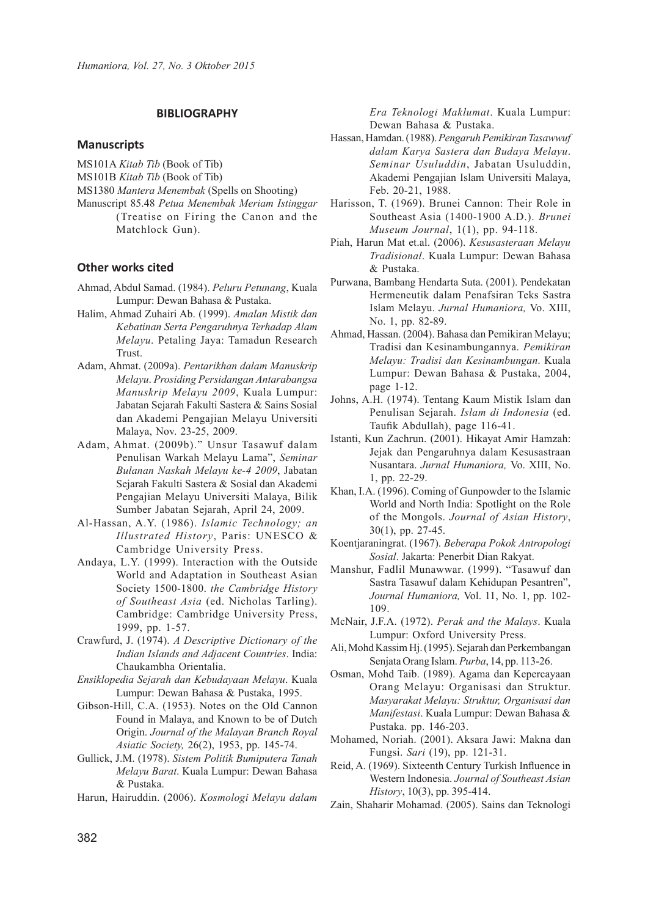## BIBLIOGRAPHY

### Manuscripts

MS101A *Kitab Tib* (Book of Tib)

MS101B *Kitab Tib* (Book of Tib)

MS1380 *Mantera Menembak* (Spells on Shooting)

Manuscript 85.48 *Petua Menembak Meriam Istinggar* (Treatise on Firing the Canon and the Matchlock Gun).

### Other works cited

Ahmad, Abdul Samad. (1984). *Peluru Petunang*, Kuala Lumpur: Dewan Bahasa & Pustaka.

Halim, Ahmad Zuhairi Ab. (1999). *Amalan Mistik dan Kebatinan Serta Pengaruhnya Terhadap Alam Melayu*. Petaling Jaya: Tamadun Research Trust.

Adam, Ahmat. (2009a). *Pentarikhan dalam Manuskrip Melayu*. *Prosiding Persidangan Antarabangsa Manuskrip Melayu 2009*, Kuala Lumpur: Jabatan Sejarah Fakulti Sastera & Sains Sosial dan Akademi Pengajian Melayu Universiti Malaya, Nov. 23-25, 2009.

Adam, Ahmat. (2009b)." Unsur Tasawuf dalam Penulisan Warkah Melayu Lama", *Seminar Bulanan Naskah Melayu ke-4 2009*, Jabatan Sejarah Fakulti Sastera & Sosial dan Akademi Pengajian Melayu Universiti Malaya, Bilik Sumber Jabatan Sejarah, April 24, 2009.

Al-Hassan, A.Y. (1986). *Islamic Technology; an Illustrated History*, Paris: UNESCO & Cambridge University Press.

Andaya, L.Y. (1999). Interaction with the Outside World and Adaptation in Southeast Asian Society 1500-1800. *the Cambridge History of Southeast Asia* (ed. Nicholas Tarling). Cambridge: Cambridge University Press, 1999, pp. 1-57.

Crawfurd, J. (1974). *A Descriptive Dictionary of the Indian Islands and Adjacent Countries*. India: Chaukambha Orientalia.

*Ensiklopedia Sejarah dan Kebudayaan Melayu*. Kuala Lumpur: Dewan Bahasa & Pustaka, 1995.

Gibson-Hill, C.A. (1953). Notes on the Old Cannon Found in Malaya, and Known to be of Dutch Origin. *Journal of the Malayan Branch Royal Asiatic Society,* 26(2), 1953, pp. 145-74.

Gullick, J.M. (1978). *Sistem Politik Bumiputera Tanah Melayu Barat*. Kuala Lumpur: Dewan Bahasa & Pustaka.

Harun, Hairuddin. (2006). *Kosmologi Melayu dalam Era Teknologi Maklumat*. Kuala Lumpur: Dewan Bahasa & Pustaka.

Hassan, Hamdan. (1988). *Pengaruh Pemikiran Tasawwuf dalam Karya Sastera dan Budaya Melayu*. *Seminar Usuluddin*, Jabatan Usuluddin, Akademi Pengajian Islam Universiti Malaya, Feb. 20-21, 1988.

Harisson, T. (1969). Brunei Cannon: Their Role in Southeast Asia (1400-1900 A.D.). *Brunei Museum Journal*, 1(1), pp. 94-118.

Piah, Harun Mat et.al. (2006). *Kesusasteraan Melayu Tradisional*. Kuala Lumpur: Dewan Bahasa & Pustaka.

Purwana, Bambang Hendarta Suta. (2001). Pendekatan Hermeneutik dalam Penafsiran Teks Sastra Islam Melayu. *Jurnal Humaniora,* Vo. XIII, No. 1, pp. 82-89.

Ahmad, Hassan. (2004). Bahasa dan Pemikiran Melayu; Tradisi dan Kesinambungannya. *Pemikiran Melayu: Tradisi dan Kesinambungan*. Kuala Lumpur: Dewan Bahasa & Pustaka, 2004, page 1-12.

Johns, A.H. (1974). Tentang Kaum Mistik Islam dan Penulisan Sejarah. *Islam di Indonesia* (ed. Taufik Abdullah), page 116-41.

Istanti, Kun Zachrun. (2001). Hikayat Amir Hamzah: Jejak dan Pengaruhnya dalam Kesusastraan Nusantara. *Jurnal Humaniora,* Vo. XIII, No. 1, pp. 22-29.

Khan, I.A. (1996). Coming of Gunpowder to the Islamic World and North India: Spotlight on the Role of the Mongols. *Journal of Asian History*, 30(1), pp. 27-45.

Koentjaraningrat. (1967). *Beberapa Pokok Antropologi Sosial*. Jakarta: Penerbit Dian Rakyat.

Manshur, Fadlil Munawwar. (1999). "Tasawuf dan Sastra Tasawuf dalam Kehidupan Pesantren", *Journal Humaniora,* Vol. 11, No. 1, pp. 102-109.

McNair, J.F.A. (1972). *Perak and the Malays*. Kuala Lumpur: Oxford University Press.

Ali, Mohd Kassim Hj. (1995). Sejarah dan Perkembangan Senjata Orang Islam. *Purba*, 14, pp. 113-26.

Osman, Mohd Taib. (1989). Agama dan Kepercayaan Orang Melayu: Organisasi dan Struktur. *Masyarakat Melayu: Struktur, Organisasi dan Manifestasi*. Kuala Lumpur: Dewan Bahasa & Pustaka. pp. 146-203.

Mohamed, Noriah. (2001). Aksara Jawi: Makna dan Fungsi. *Sari* (19), pp. 121-31.

Reid, A. (1969). Sixteenth Century Turkish Influence in Western Indonesia. *Journal of Southeast Asian History*, 10(3), pp. 395-414.

Zain, Shaharir Mohamad. (2005). Sains dan Teknologi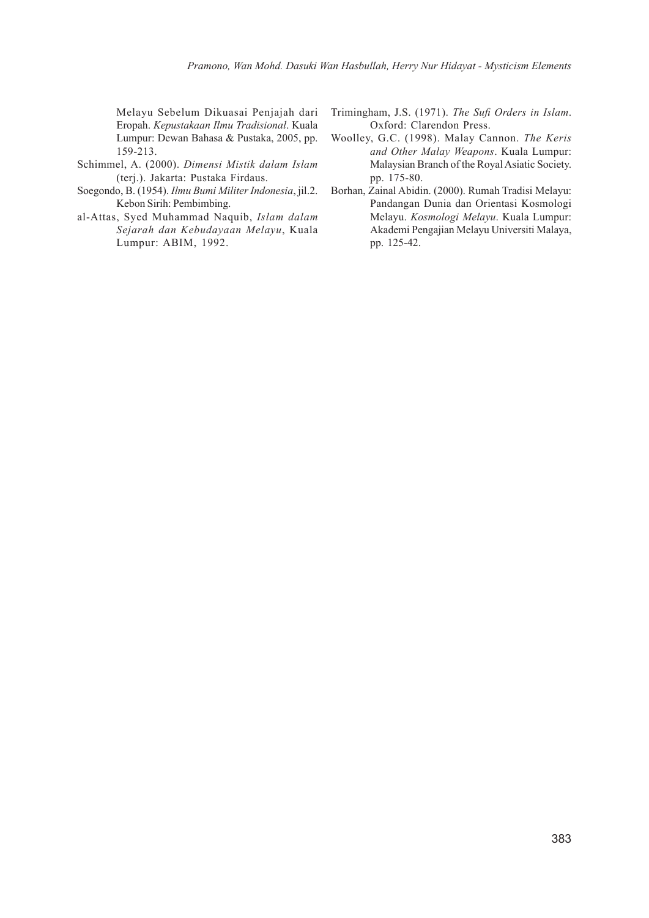Melayu Sebelum Dikuasai Penjajah dari Eropah. *Kepustakaan Ilmu Tradisional*. Kuala Lumpur: Dewan Bahasa & Pustaka, 2005, pp. 159-213.

Schimmel, A. (2000). *Dimensi Mistik dalam Islam* (terj.). Jakarta: Pustaka Firdaus.

Soegondo, B. (1954). *Ilmu Bumi Militer Indonesia*, jil.2. Kebon Sirih: Pembimbing.

al-Attas, Syed Muhammad Naquib, *Islam dalam Sejarah dan Kebudayaan Melayu*, Kuala Lumpur: ABIM, 1992.

Trimingham, J.S. (1971). *The Sufi Orders in Islam*. Oxford: Clarendon Press.

Woolley, G.C. (1998). Malay Cannon. *The Keris and Other Malay Weapons*. Kuala Lumpur: Malaysian Branch of the Royal Asiatic Society. pp. 175-80.

Borhan, Zainal Abidin. (2000). Rumah Tradisi Melayu: Pandangan Dunia dan Orientasi Kosmologi Melayu. *Kosmologi Melayu*. Kuala Lumpur: Akademi Pengajian Melayu Universiti Malaya, pp. 125-42.